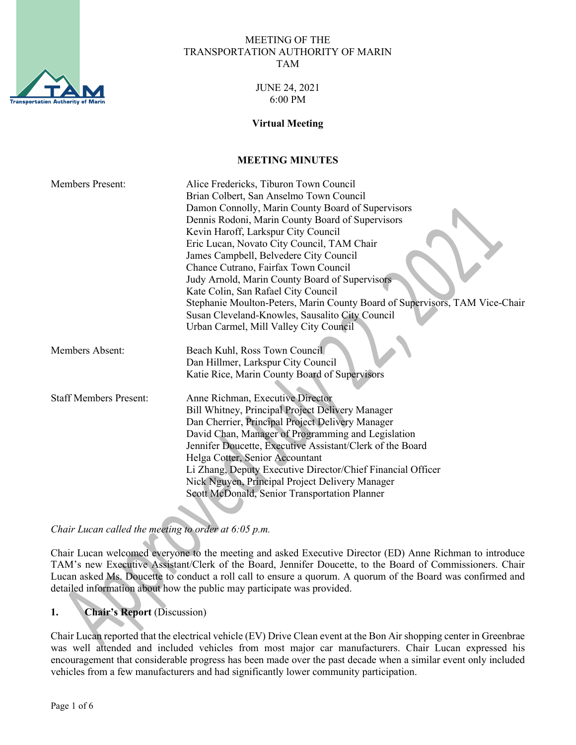MEETING OF THE
TRANSPORTATION AUTHORITY OF MARIN
TAM

JUNE 24, 2021
6:00 PM

**Virtual Meeting**

## MEETING MINUTES

| | |
|---|---|
| Members Present: | Alice Fredericks, Tiburon Town Council<br>Brian Colbert, San Anselmo Town Council<br>Damon Connolly, Marin County Board of Supervisors<br>Dennis Rodoni, Marin County Board of Supervisors<br>Kevin Haroff, Larkspur City Council<br>Eric Lucan, Novato City Council, TAM Chair<br>James Campbell, Belvedere City Council<br>Chance Cutrano, Fairfax Town Council<br>Judy Arnold, Marin County Board of Supervisors<br>Kate Colin, San Rafael City Council<br>Stephanie Moulton-Peters, Marin County Board of Supervisors, TAM Vice-Chair<br>Susan Cleveland-Knowles, Sausalito City Council<br>Urban Carmel, Mill Valley City Council |
| Members Absent: | Beach Kuhl, Ross Town Council<br>Dan Hillmer, Larkspur City Council<br>Katie Rice, Marin County Board of Supervisors |
| Staff Members Present: | Anne Richman, Executive Director<br>Bill Whitney, Principal Project Delivery Manager<br>Dan Cherrier, Principal Project Delivery Manager<br>David Chan, Manager of Programming and Legislation<br>Jennifer Doucette, Executive Assistant/Clerk of the Board<br>Helga Cotter, Senior Accountant<br>Li Zhang, Deputy Executive Director/Chief Financial Officer<br>Nick Nguyen, Principal Project Delivery Manager<br>Scott McDonald, Senior Transportation Planner |

*Chair Lucan called the meeting to order at 6:05 p.m.*

Chair Lucan welcomed everyone to the meeting and asked Executive Director (ED) Anne Richman to introduce TAM's new Executive Assistant/Clerk of the Board, Jennifer Doucette, to the Board of Commissioners. Chair Lucan asked Ms. Doucette to conduct a roll call to ensure a quorum. A quorum of the Board was confirmed and detailed information about how the public may participate was provided.

**1. Chair's Report** (Discussion)

Chair Lucan reported that the electrical vehicle (EV) Drive Clean event at the Bon Air shopping center in Greenbrae was well attended and included vehicles from most major car manufacturers. Chair Lucan expressed his encouragement that considerable progress has been made over the past decade when a similar event only included vehicles from a few manufacturers and had significantly lower community participation.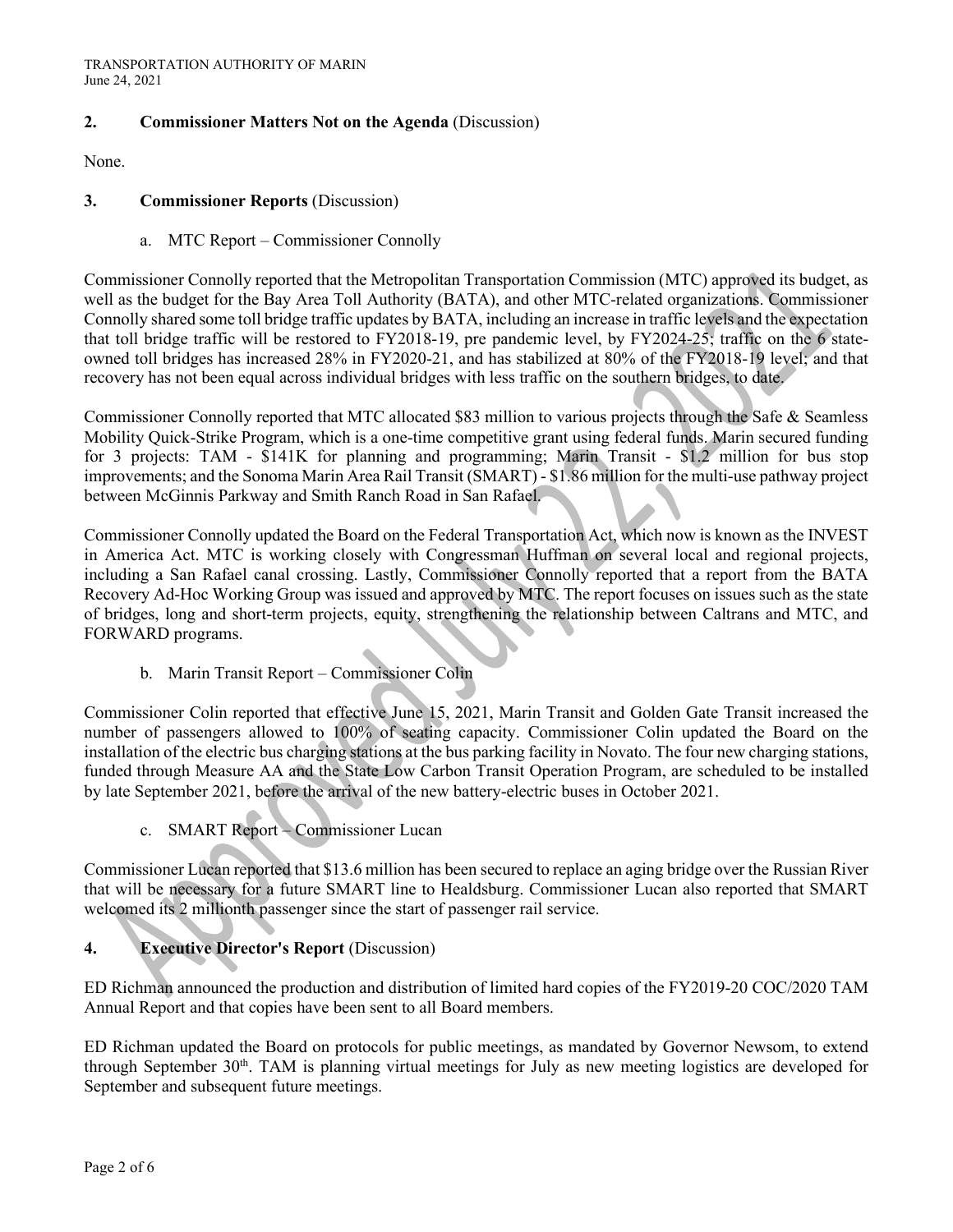## 2. Commissioner Matters Not on the Agenda (Discussion)

None.

## 3. Commissioner Reports (Discussion)

a. MTC Report – Commissioner Connolly

Commissioner Connolly reported that the Metropolitan Transportation Commission (MTC) approved its budget, as well as the budget for the Bay Area Toll Authority (BATA), and other MTC-related organizations. Commissioner Connolly shared some toll bridge traffic updates by BATA, including an increase in traffic levels and the expectation that toll bridge traffic will be restored to FY2018-19, pre pandemic level, by FY2024-25; traffic on the 6 state-owned toll bridges has increased 28% in FY2020-21, and has stabilized at 80% of the FY2018-19 level; and that recovery has not been equal across individual bridges with less traffic on the southern bridges, to date.

Commissioner Connolly reported that MTC allocated $83 million to various projects through the Safe & Seamless Mobility Quick-Strike Program, which is a one-time competitive grant using federal funds. Marin secured funding for 3 projects: TAM - $141K for planning and programming; Marin Transit - $1.2 million for bus stop improvements; and the Sonoma Marin Area Rail Transit (SMART) - $1.86 million for the multi-use pathway project between McGinnis Parkway and Smith Ranch Road in San Rafael.

Commissioner Connolly updated the Board on the Federal Transportation Act, which now is known as the INVEST in America Act. MTC is working closely with Congressman Huffman on several local and regional projects, including a San Rafael canal crossing. Lastly, Commissioner Connolly reported that a report from the BATA Recovery Ad-Hoc Working Group was issued and approved by MTC. The report focuses on issues such as the state of bridges, long and short-term projects, equity, strengthening the relationship between Caltrans and MTC, and FORWARD programs.

b. Marin Transit Report – Commissioner Colin

Commissioner Colin reported that effective June 15, 2021, Marin Transit and Golden Gate Transit increased the number of passengers allowed to 100% of seating capacity. Commissioner Colin updated the Board on the installation of the electric bus charging stations at the bus parking facility in Novato. The four new charging stations, funded through Measure AA and the State Low Carbon Transit Operation Program, are scheduled to be installed by late September 2021, before the arrival of the new battery-electric buses in October 2021.

c. SMART Report – Commissioner Lucan

Commissioner Lucan reported that $13.6 million has been secured to replace an aging bridge over the Russian River that will be necessary for a future SMART line to Healdsburg. Commissioner Lucan also reported that SMART welcomed its 2 millionth passenger since the start of passenger rail service.

## 4. Executive Director's Report (Discussion)

ED Richman announced the production and distribution of limited hard copies of the FY2019-20 COC/2020 TAM Annual Report and that copies have been sent to all Board members.

ED Richman updated the Board on protocols for public meetings, as mandated by Governor Newsom, to extend through September 30th. TAM is planning virtual meetings for July as new meeting logistics are developed for September and subsequent future meetings.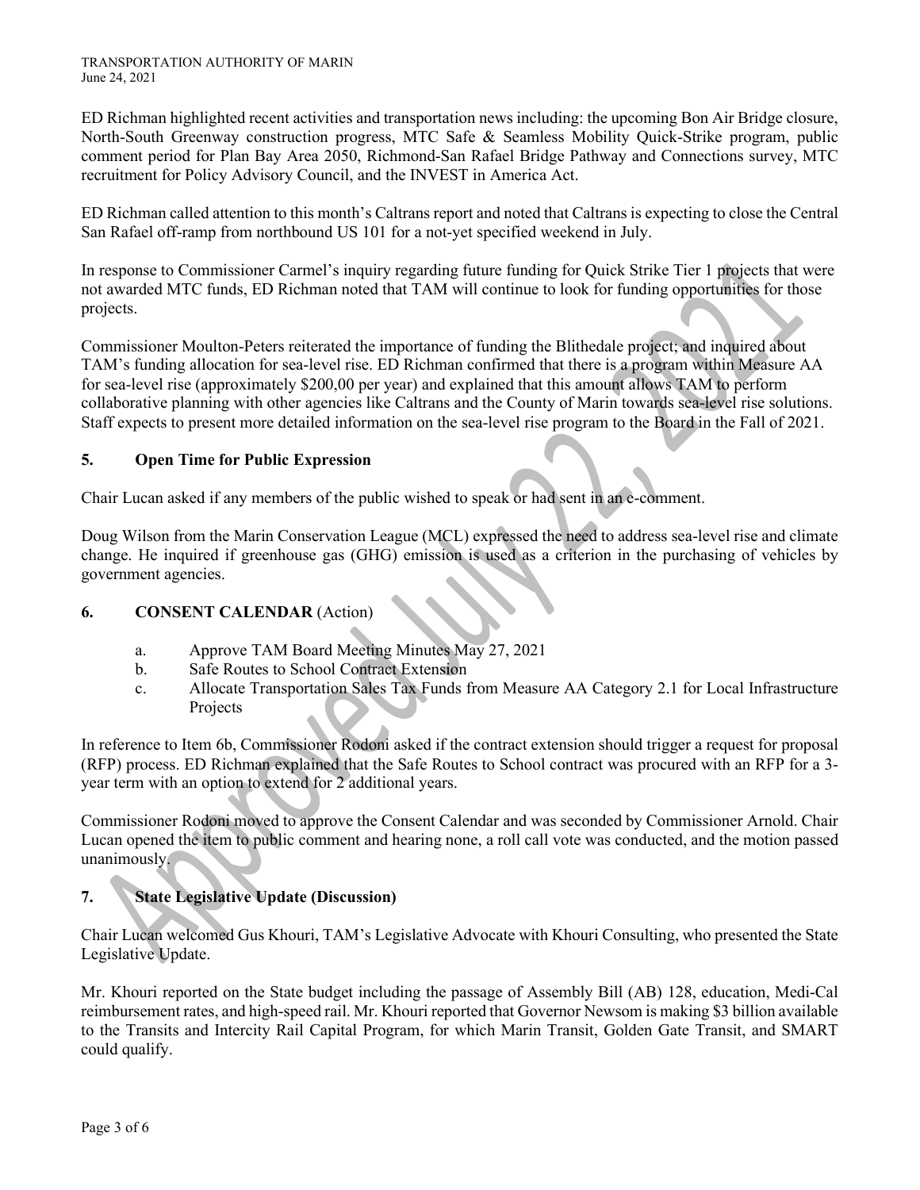ED Richman highlighted recent activities and transportation news including: the upcoming Bon Air Bridge closure, North-South Greenway construction progress, MTC Safe & Seamless Mobility Quick-Strike program, public comment period for Plan Bay Area 2050, Richmond-San Rafael Bridge Pathway and Connections survey, MTC recruitment for Policy Advisory Council, and the INVEST in America Act.

ED Richman called attention to this month's Caltrans report and noted that Caltrans is expecting to close the Central San Rafael off-ramp from northbound US 101 for a not-yet specified weekend in July.

In response to Commissioner Carmel's inquiry regarding future funding for Quick Strike Tier 1 projects that were not awarded MTC funds, ED Richman noted that TAM will continue to look for funding opportunities for those projects.

Commissioner Moulton-Peters reiterated the importance of funding the Blithedale project; and inquired about TAM's funding allocation for sea-level rise. ED Richman confirmed that there is a program within Measure AA for sea-level rise (approximately $200,00 per year) and explained that this amount allows TAM to perform collaborative planning with other agencies like Caltrans and the County of Marin towards sea-level rise solutions. Staff expects to present more detailed information on the sea-level rise program to the Board in the Fall of 2021.

## 5. Open Time for Public Expression

Chair Lucan asked if any members of the public wished to speak or had sent in an e-comment.

Doug Wilson from the Marin Conservation League (MCL) expressed the need to address sea-level rise and climate change. He inquired if greenhouse gas (GHG) emission is used as a criterion in the purchasing of vehicles by government agencies.

## 6. CONSENT CALENDAR (Action)

a. Approve TAM Board Meeting Minutes May 27, 2021
b. Safe Routes to School Contract Extension
c. Allocate Transportation Sales Tax Funds from Measure AA Category 2.1 for Local Infrastructure Projects

In reference to Item 6b, Commissioner Rodoni asked if the contract extension should trigger a request for proposal (RFP) process. ED Richman explained that the Safe Routes to School contract was procured with an RFP for a 3-year term with an option to extend for 2 additional years.

Commissioner Rodoni moved to approve the Consent Calendar and was seconded by Commissioner Arnold. Chair Lucan opened the item to public comment and hearing none, a roll call vote was conducted, and the motion passed unanimously.

## 7. State Legislative Update (Discussion)

Chair Lucan welcomed Gus Khouri, TAM's Legislative Advocate with Khouri Consulting, who presented the State Legislative Update.

Mr. Khouri reported on the State budget including the passage of Assembly Bill (AB) 128, education, Medi-Cal reimbursement rates, and high-speed rail. Mr. Khouri reported that Governor Newsom is making $3 billion available to the Transits and Intercity Rail Capital Program, for which Marin Transit, Golden Gate Transit, and SMART could qualify.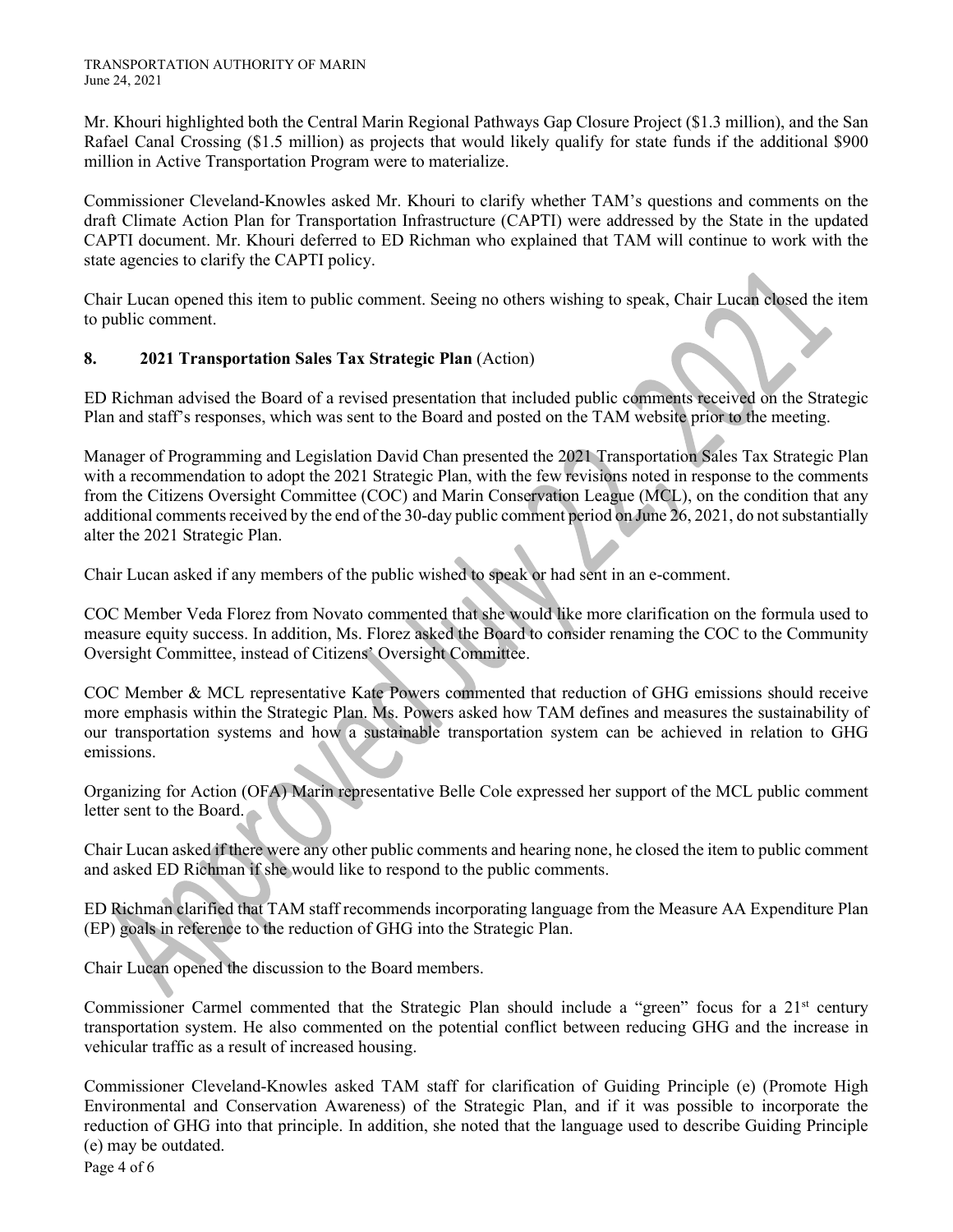Mr. Khouri highlighted both the Central Marin Regional Pathways Gap Closure Project ($1.3 million), and the San Rafael Canal Crossing ($1.5 million) as projects that would likely qualify for state funds if the additional $900 million in Active Transportation Program were to materialize.

Commissioner Cleveland-Knowles asked Mr. Khouri to clarify whether TAM's questions and comments on the draft Climate Action Plan for Transportation Infrastructure (CAPTI) were addressed by the State in the updated CAPTI document. Mr. Khouri deferred to ED Richman who explained that TAM will continue to work with the state agencies to clarify the CAPTI policy.

Chair Lucan opened this item to public comment. Seeing no others wishing to speak, Chair Lucan closed the item to public comment.

## 8. 2021 Transportation Sales Tax Strategic Plan (Action)

ED Richman advised the Board of a revised presentation that included public comments received on the Strategic Plan and staff's responses, which was sent to the Board and posted on the TAM website prior to the meeting.

Manager of Programming and Legislation David Chan presented the 2021 Transportation Sales Tax Strategic Plan with a recommendation to adopt the 2021 Strategic Plan, with the few revisions noted in response to the comments from the Citizens Oversight Committee (COC) and Marin Conservation League (MCL), on the condition that any additional comments received by the end of the 30-day public comment period on June 26, 2021, do not substantially alter the 2021 Strategic Plan.

Chair Lucan asked if any members of the public wished to speak or had sent in an e-comment.

COC Member Veda Florez from Novato commented that she would like more clarification on the formula used to measure equity success. In addition, Ms. Florez asked the Board to consider renaming the COC to the Community Oversight Committee, instead of Citizens' Oversight Committee.

COC Member & MCL representative Kate Powers commented that reduction of GHG emissions should receive more emphasis within the Strategic Plan. Ms. Powers asked how TAM defines and measures the sustainability of our transportation systems and how a sustainable transportation system can be achieved in relation to GHG emissions.

Organizing for Action (OFA) Marin representative Belle Cole expressed her support of the MCL public comment letter sent to the Board.

Chair Lucan asked if there were any other public comments and hearing none, he closed the item to public comment and asked ED Richman if she would like to respond to the public comments.

ED Richman clarified that TAM staff recommends incorporating language from the Measure AA Expenditure Plan (EP) goals in reference to the reduction of GHG into the Strategic Plan.

Chair Lucan opened the discussion to the Board members.

Commissioner Carmel commented that the Strategic Plan should include a "green" focus for a 21st century transportation system. He also commented on the potential conflict between reducing GHG and the increase in vehicular traffic as a result of increased housing.

Commissioner Cleveland-Knowles asked TAM staff for clarification of Guiding Principle (e) (Promote High Environmental and Conservation Awareness) of the Strategic Plan, and if it was possible to incorporate the reduction of GHG into that principle. In addition, she noted that the language used to describe Guiding Principle (e) may be outdated.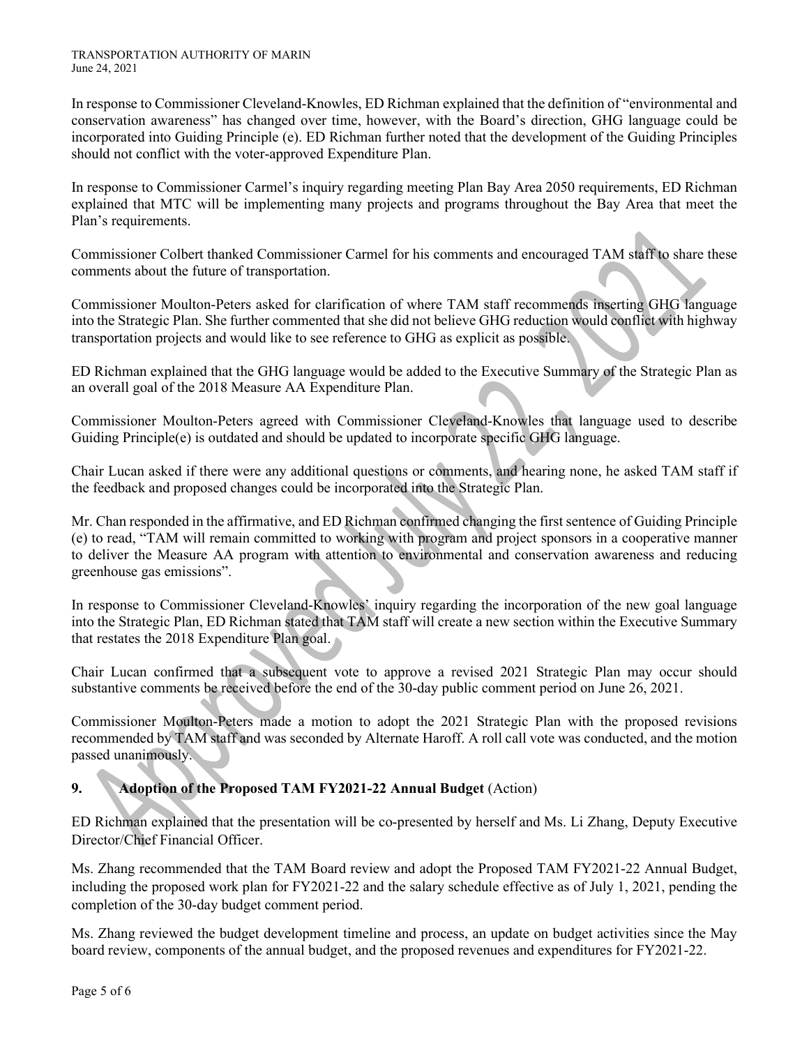In response to Commissioner Cleveland-Knowles, ED Richman explained that the definition of "environmental and conservation awareness" has changed over time, however, with the Board's direction, GHG language could be incorporated into Guiding Principle (e). ED Richman further noted that the development of the Guiding Principles should not conflict with the voter-approved Expenditure Plan.

In response to Commissioner Carmel's inquiry regarding meeting Plan Bay Area 2050 requirements, ED Richman explained that MTC will be implementing many projects and programs throughout the Bay Area that meet the Plan's requirements.

Commissioner Colbert thanked Commissioner Carmel for his comments and encouraged TAM staff to share these comments about the future of transportation.

Commissioner Moulton-Peters asked for clarification of where TAM staff recommends inserting GHG language into the Strategic Plan. She further commented that she did not believe GHG reduction would conflict with highway transportation projects and would like to see reference to GHG as explicit as possible.

ED Richman explained that the GHG language would be added to the Executive Summary of the Strategic Plan as an overall goal of the 2018 Measure AA Expenditure Plan.

Commissioner Moulton-Peters agreed with Commissioner Cleveland-Knowles that language used to describe Guiding Principle(e) is outdated and should be updated to incorporate specific GHG language.

Chair Lucan asked if there were any additional questions or comments, and hearing none, he asked TAM staff if the feedback and proposed changes could be incorporated into the Strategic Plan.

Mr. Chan responded in the affirmative, and ED Richman confirmed changing the first sentence of Guiding Principle (e) to read, "TAM will remain committed to working with program and project sponsors in a cooperative manner to deliver the Measure AA program with attention to environmental and conservation awareness and reducing greenhouse gas emissions".

In response to Commissioner Cleveland-Knowles' inquiry regarding the incorporation of the new goal language into the Strategic Plan, ED Richman stated that TAM staff will create a new section within the Executive Summary that restates the 2018 Expenditure Plan goal.

Chair Lucan confirmed that a subsequent vote to approve a revised 2021 Strategic Plan may occur should substantive comments be received before the end of the 30-day public comment period on June 26, 2021.

Commissioner Moulton-Peters made a motion to adopt the 2021 Strategic Plan with the proposed revisions recommended by TAM staff and was seconded by Alternate Haroff. A roll call vote was conducted, and the motion passed unanimously.

## 9. Adoption of the Proposed TAM FY2021-22 Annual Budget (Action)

ED Richman explained that the presentation will be co-presented by herself and Ms. Li Zhang, Deputy Executive Director/Chief Financial Officer.

Ms. Zhang recommended that the TAM Board review and adopt the Proposed TAM FY2021-22 Annual Budget, including the proposed work plan for FY2021-22 and the salary schedule effective as of July 1, 2021, pending the completion of the 30-day budget comment period.

Ms. Zhang reviewed the budget development timeline and process, an update on budget activities since the May board review, components of the annual budget, and the proposed revenues and expenditures for FY2021-22.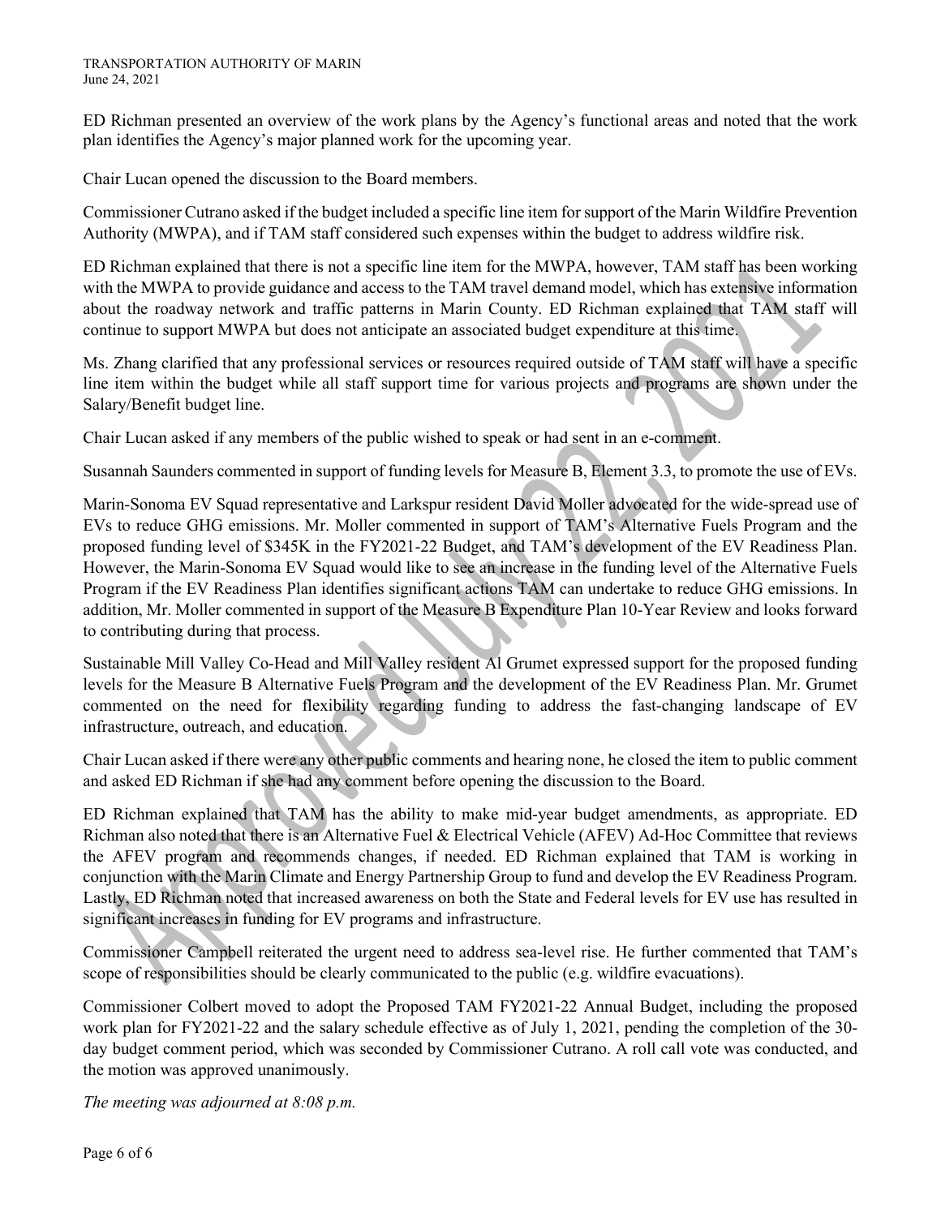ED Richman presented an overview of the work plans by the Agency's functional areas and noted that the work plan identifies the Agency's major planned work for the upcoming year.

Chair Lucan opened the discussion to the Board members.

Commissioner Cutrano asked if the budget included a specific line item for support of the Marin Wildfire Prevention Authority (MWPA), and if TAM staff considered such expenses within the budget to address wildfire risk.

ED Richman explained that there is not a specific line item for the MWPA, however, TAM staff has been working with the MWPA to provide guidance and access to the TAM travel demand model, which has extensive information about the roadway network and traffic patterns in Marin County. ED Richman explained that TAM staff will continue to support MWPA but does not anticipate an associated budget expenditure at this time.

Ms. Zhang clarified that any professional services or resources required outside of TAM staff will have a specific line item within the budget while all staff support time for various projects and programs are shown under the Salary/Benefit budget line.

Chair Lucan asked if any members of the public wished to speak or had sent in an e-comment.

Susannah Saunders commented in support of funding levels for Measure B, Element 3.3, to promote the use of EVs.

Marin-Sonoma EV Squad representative and Larkspur resident David Moller advocated for the wide-spread use of EVs to reduce GHG emissions. Mr. Moller commented in support of TAM's Alternative Fuels Program and the proposed funding level of $345K in the FY2021-22 Budget, and TAM's development of the EV Readiness Plan. However, the Marin-Sonoma EV Squad would like to see an increase in the funding level of the Alternative Fuels Program if the EV Readiness Plan identifies significant actions TAM can undertake to reduce GHG emissions. In addition, Mr. Moller commented in support of the Measure B Expenditure Plan 10-Year Review and looks forward to contributing during that process.

Sustainable Mill Valley Co-Head and Mill Valley resident Al Grumet expressed support for the proposed funding levels for the Measure B Alternative Fuels Program and the development of the EV Readiness Plan. Mr. Grumet commented on the need for flexibility regarding funding to address the fast-changing landscape of EV infrastructure, outreach, and education.

Chair Lucan asked if there were any other public comments and hearing none, he closed the item to public comment and asked ED Richman if she had any comment before opening the discussion to the Board.

ED Richman explained that TAM has the ability to make mid-year budget amendments, as appropriate. ED Richman also noted that there is an Alternative Fuel & Electrical Vehicle (AFEV) Ad-Hoc Committee that reviews the AFEV program and recommends changes, if needed. ED Richman explained that TAM is working in conjunction with the Marin Climate and Energy Partnership Group to fund and develop the EV Readiness Program. Lastly, ED Richman noted that increased awareness on both the State and Federal levels for EV use has resulted in significant increases in funding for EV programs and infrastructure.

Commissioner Campbell reiterated the urgent need to address sea-level rise. He further commented that TAM's scope of responsibilities should be clearly communicated to the public (e.g. wildfire evacuations).

Commissioner Colbert moved to adopt the Proposed TAM FY2021-22 Annual Budget, including the proposed work plan for FY2021-22 and the salary schedule effective as of July 1, 2021, pending the completion of the 30-day budget comment period, which was seconded by Commissioner Cutrano. A roll call vote was conducted, and the motion was approved unanimously.

*The meeting was adjourned at 8:08 p.m.*

Approved July 22, 2021